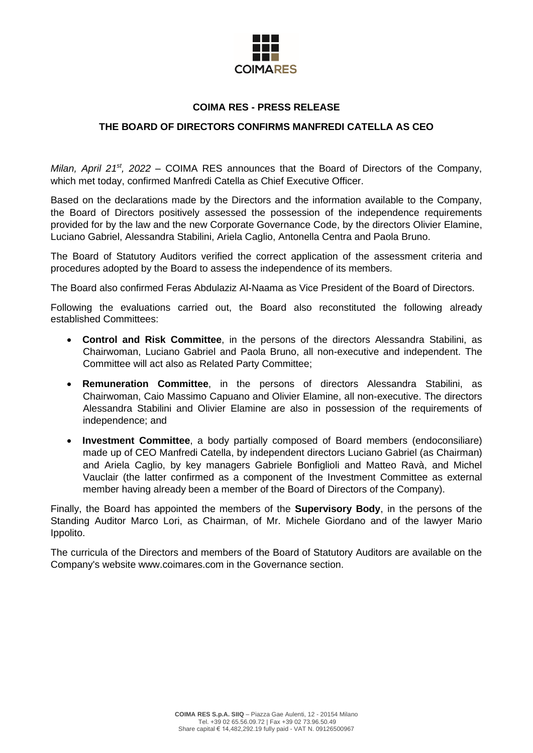# COIMA RES - PRESS RELEASE

## THE BOARD OF DIRECTORS CONFIRMS MANFREDI CATELLA AS CEO

*Milan, April 21st, 2022* – COIMA RES announces that the Board of Directors of the Company, which met today, confirmed Manfredi Catella as Chief Executive Officer.

Based on the declarations made by the Directors and the information available to the Company, the Board of Directors positively assessed the possession of the independence requirements provided for by the law and the new Corporate Governance Code, by the directors Olivier Elamine, Luciano Gabriel, Alessandra Stabilini, Ariela Caglio, Antonella Centra and Paola Bruno.

The Board of Statutory Auditors verified the correct application of the assessment criteria and procedures adopted by the Board to assess the independence of its members.

The Board also confirmed Feras Abdulaziz Al-Naama as Vice President of the Board of Directors.

Following the evaluations carried out, the Board also reconstituted the following already established Committees:

- **Control and Risk Committee**, in the persons of the directors Alessandra Stabilini, as Chairwoman, Luciano Gabriel and Paola Bruno, all non-executive and independent. The Committee will act also as Related Party Committee;
- **Remuneration Committee**, in the persons of directors Alessandra Stabilini, as Chairwoman, Caio Massimo Capuano and Olivier Elamine, all non-executive. The directors Alessandra Stabilini and Olivier Elamine are also in possession of the requirements of independence; and
- **Investment Committee**, a body partially composed of Board members (endoconsiliare) made up of CEO Manfredi Catella, by independent directors Luciano Gabriel (as Chairman) and Ariela Caglio, by key managers Gabriele Bonfiglioli and Matteo Ravà, and Michel Vauclair (the latter confirmed as a component of the Investment Committee as external member having already been a member of the Board of Directors of the Company).

Finally, the Board has appointed the members of the **Supervisory Body**, in the persons of the Standing Auditor Marco Lori, as Chairman, of Mr. Michele Giordano and of the lawyer Mario Ippolito.

The curricula of the Directors and members of the Board of Statutory Auditors are available on the Company's website www.coimares.com in the Governance section.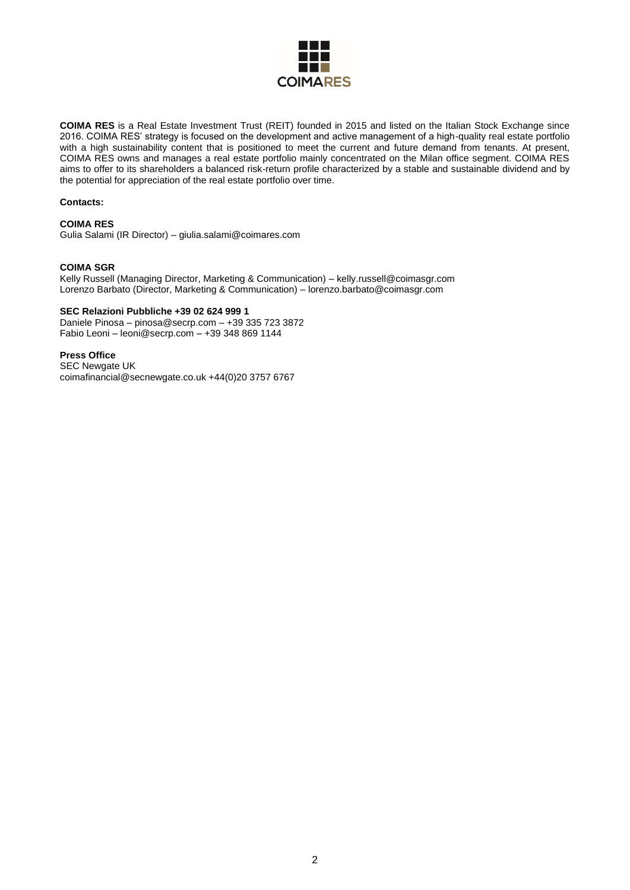**COIMA RES** is a Real Estate Investment Trust (REIT) founded in 2015 and listed on the Italian Stock Exchange since 2016. COIMA RES' strategy is focused on the development and active management of a high-quality real estate portfolio with a high sustainability content that is positioned to meet the current and future demand from tenants. At present, COIMA RES owns and manages a real estate portfolio mainly concentrated on the Milan office segment. COIMA RES aims to offer to its shareholders a balanced risk-return profile characterized by a stable and sustainable dividend and by the potential for appreciation of the real estate portfolio over time.

**Contacts:**

**COIMA RES**
Gulia Salami (IR Director) – giulia.salami@coimares.com

**COIMA SGR**
Kelly Russell (Managing Director, Marketing & Communication) – kelly.russell@coimasgr.com
Lorenzo Barbato (Director, Marketing & Communication) – lorenzo.barbato@coimasgr.com

**SEC Relazioni Pubbliche +39 02 624 999 1**
Daniele Pinosa – pinosa@secrp.com – +39 335 723 3872
Fabio Leoni – leoni@secrp.com – +39 348 869 1144

**Press Office**
SEC Newgate UK
coimafinancial@secnewgate.co.uk +44(0)20 3757 6767